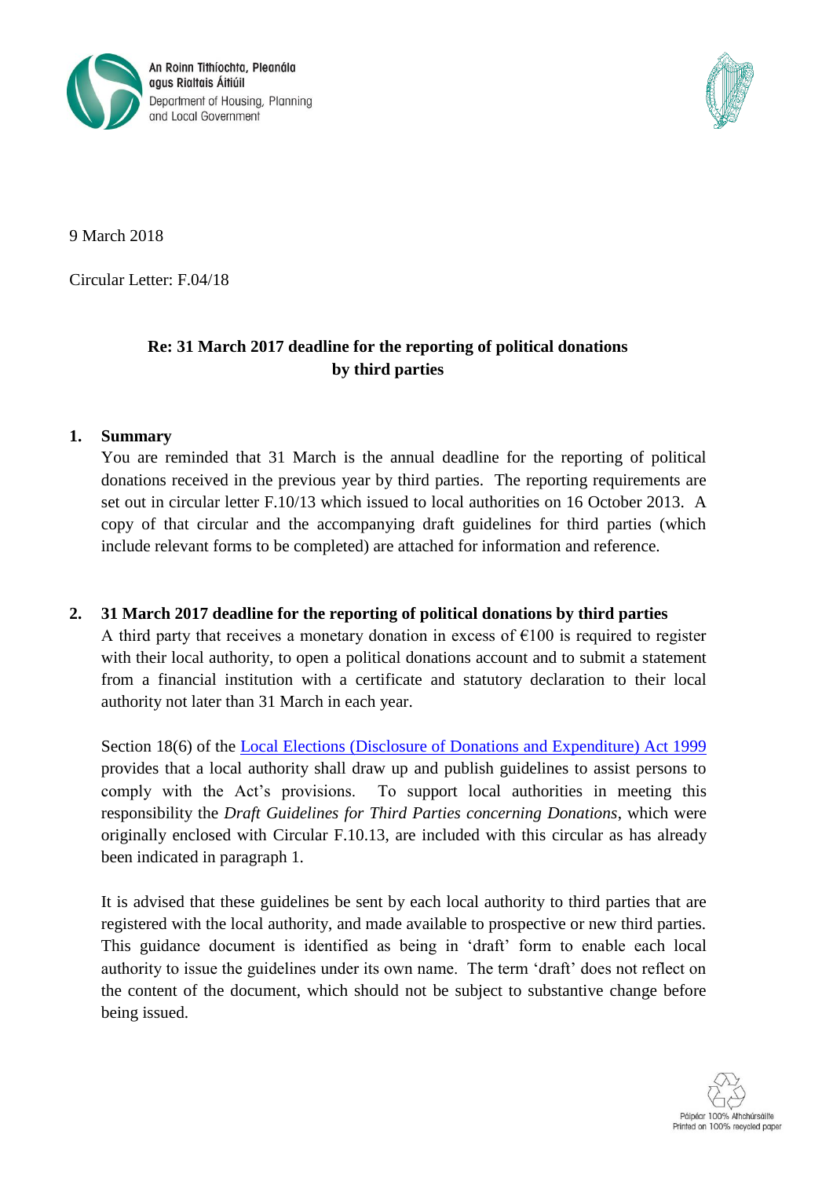An Roinn Tithíochta, Pleanála agus Rialtais Áitiúil
Department of Housing, Planning and Local Government

9 March 2018

Circular Letter: F.04/18

**Re: 31 March 2017 deadline for the reporting of political donations by third parties**

## 1. Summary

You are reminded that 31 March is the annual deadline for the reporting of political donations received in the previous year by third parties. The reporting requirements are set out in circular letter F.10/13 which issued to local authorities on 16 October 2013. A copy of that circular and the accompanying draft guidelines for third parties (which include relevant forms to be completed) are attached for information and reference.

## 2. 31 March 2017 deadline for the reporting of political donations by third parties

A third party that receives a monetary donation in excess of €100 is required to register with their local authority, to open a political donations account and to submit a statement from a financial institution with a certificate and statutory declaration to their local authority not later than 31 March in each year.

Section 18(6) of the Local Elections (Disclosure of Donations and Expenditure) Act 1999 provides that a local authority shall draw up and publish guidelines to assist persons to comply with the Act's provisions. To support local authorities in meeting this responsibility the *Draft Guidelines for Third Parties concerning Donations*, which were originally enclosed with Circular F.10.13, are included with this circular as has already been indicated in paragraph 1.

It is advised that these guidelines be sent by each local authority to third parties that are registered with the local authority, and made available to prospective or new third parties. This guidance document is identified as being in 'draft' form to enable each local authority to issue the guidelines under its own name. The term 'draft' does not reflect on the content of the document, which should not be subject to substantive change before being issued.

Páipéar 100% Athchúrsáilte
Printed on 100% recycled paper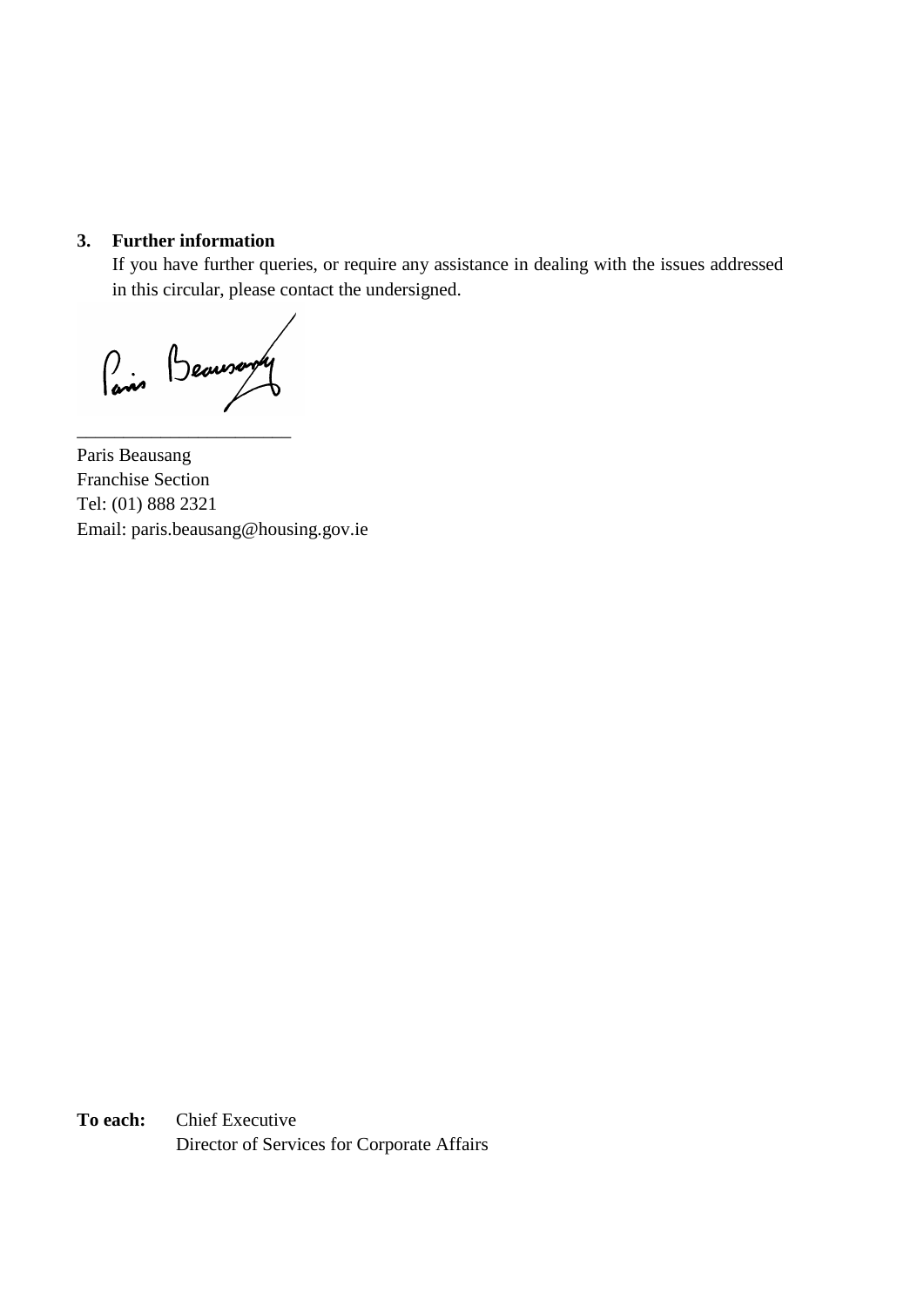**3. Further information**

If you have further queries, or require any assistance in dealing with the issues addressed in this circular, please contact the undersigned.

\_\_\_\_\_\_\_\_\_\_\_\_\_\_\_\_\_\_\_\_\_\_\_

Paris Beausang
Franchise Section
Tel: (01) 888 2321
Email: paris.beausang@housing.gov.ie

**To each:** Chief Executive
Director of Services for Corporate Affairs